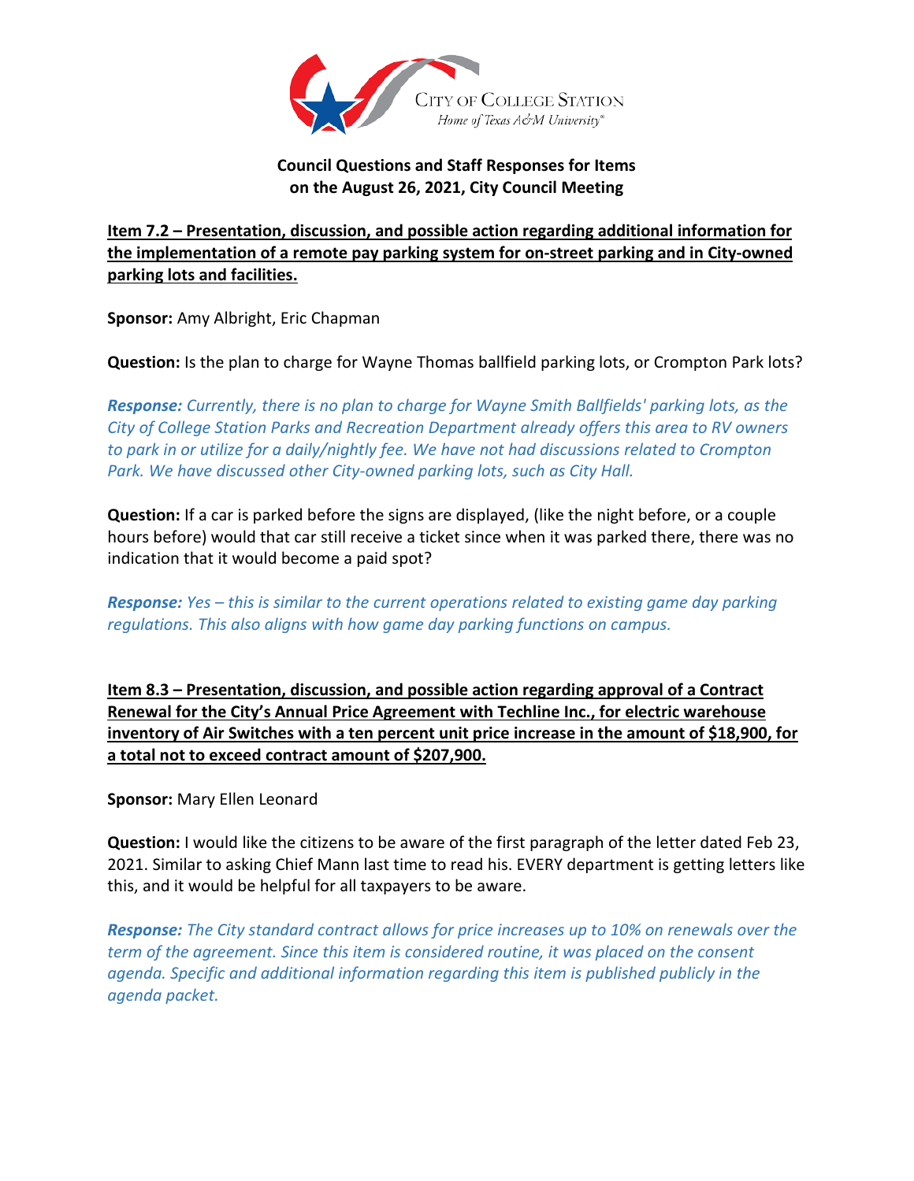City of College Station
Home of Texas A&M University®

**Council Questions and Staff Responses for Items on the August 26, 2021, City Council Meeting**

**Item 7.2 – Presentation, discussion, and possible action regarding additional information for the implementation of a remote pay parking system for on-street parking and in City-owned parking lots and facilities.**

**Sponsor:** Amy Albright, Eric Chapman

**Question:** Is the plan to charge for Wayne Thomas ballfield parking lots, or Crompton Park lots?

***Response:*** *Currently, there is no plan to charge for Wayne Smith Ballfields' parking lots, as the City of College Station Parks and Recreation Department already offers this area to RV owners to park in or utilize for a daily/nightly fee. We have not had discussions related to Crompton Park. We have discussed other City-owned parking lots, such as City Hall.*

**Question:** If a car is parked before the signs are displayed, (like the night before, or a couple hours before) would that car still receive a ticket since when it was parked there, there was no indication that it would become a paid spot?

***Response:*** *Yes – this is similar to the current operations related to existing game day parking regulations. This also aligns with how game day parking functions on campus.*

**Item 8.3 – Presentation, discussion, and possible action regarding approval of a Contract Renewal for the City's Annual Price Agreement with Techline Inc., for electric warehouse inventory of Air Switches with a ten percent unit price increase in the amount of $18,900, for a total not to exceed contract amount of $207,900.**

**Sponsor:** Mary Ellen Leonard

**Question:** I would like the citizens to be aware of the first paragraph of the letter dated Feb 23, 2021. Similar to asking Chief Mann last time to read his. EVERY department is getting letters like this, and it would be helpful for all taxpayers to be aware.

***Response:*** *The City standard contract allows for price increases up to 10% on renewals over the term of the agreement. Since this item is considered routine, it was placed on the consent agenda. Specific and additional information regarding this item is published publicly in the agenda packet.*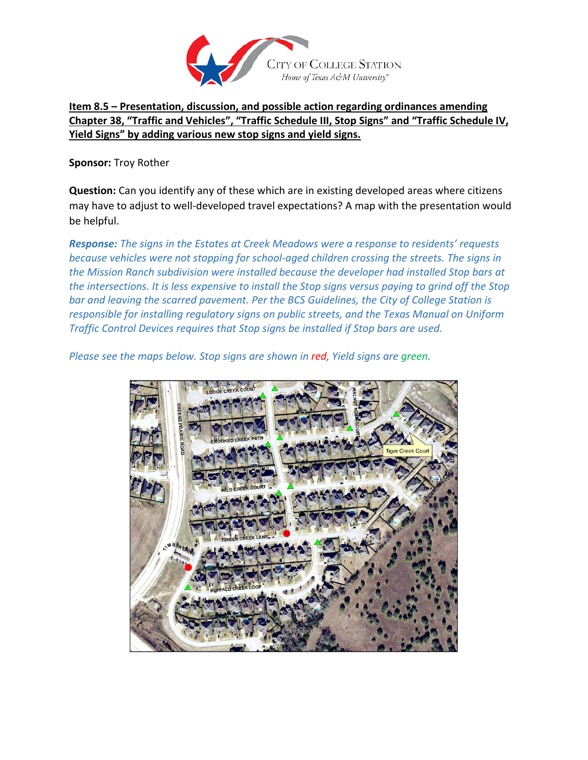**Item 8.5 – Presentation, discussion, and possible action regarding ordinances amending Chapter 38, "Traffic and Vehicles", "Traffic Schedule III, Stop Signs" and "Traffic Schedule IV, Yield Signs" by adding various new stop signs and yield signs.**

**Sponsor:** Troy Rother

**Question:** Can you identify any of these which are in existing developed areas where citizens may have to adjust to well-developed travel expectations? A map with the presentation would be helpful.

***Response:*** *The signs in the Estates at Creek Meadows were a response to residents' requests because vehicles were not stopping for school-aged children crossing the streets. The signs in the Mission Ranch subdivision were installed because the developer had installed Stop bars at the intersections. It is less expensive to install the Stop signs versus paying to grind off the Stop bar and leaving the scarred pavement. Per the BCS Guidelines, the City of College Station is responsible for installing regulatory signs on public streets, and the Texas Manual on Uniform Traffic Control Devices requires that Stop signs be installed if Stop bars are used.*

*Please see the maps below. Stop signs are shown in red, Yield signs are green.*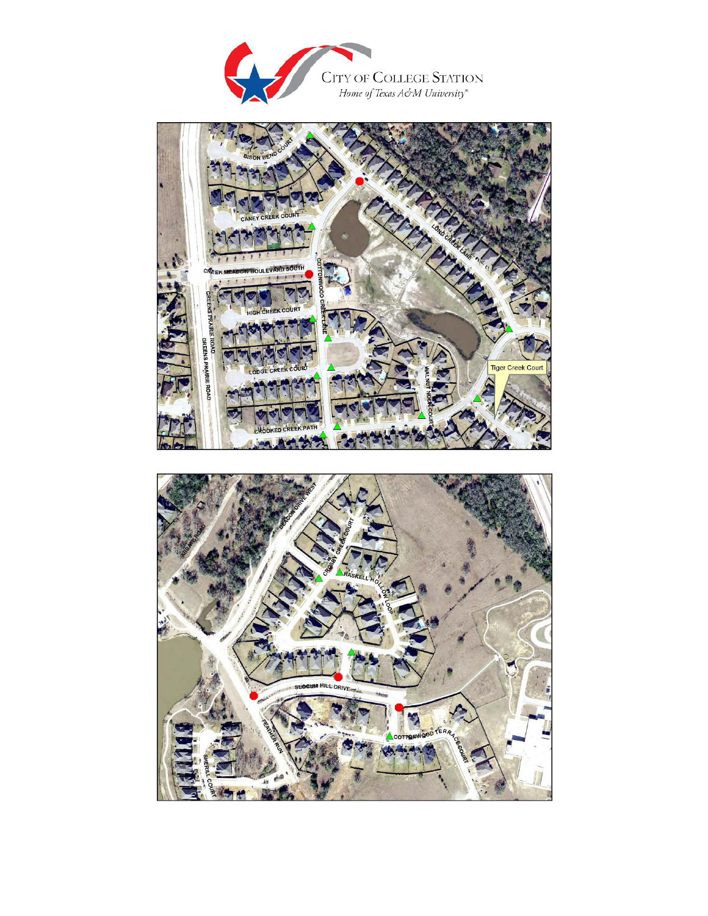CITY OF COLLEGE STATION

*Home of Texas A&M University®*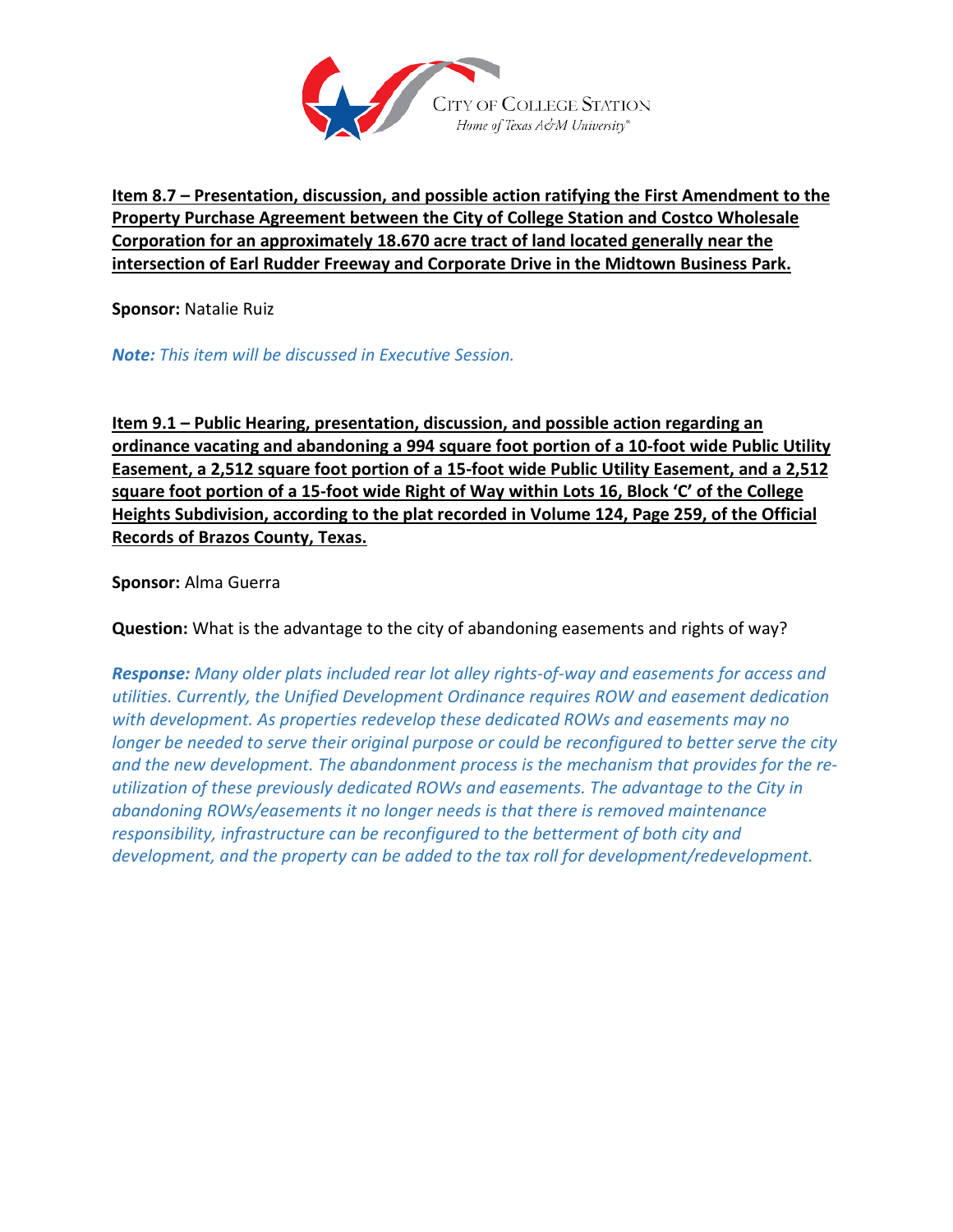**Item 8.7 – Presentation, discussion, and possible action ratifying the First Amendment to the Property Purchase Agreement between the City of College Station and Costco Wholesale Corporation for an approximately 18.670 acre tract of land located generally near the intersection of Earl Rudder Freeway and Corporate Drive in the Midtown Business Park.**

**Sponsor:** Natalie Ruiz

***Note:*** *This item will be discussed in Executive Session.*

**Item 9.1 – Public Hearing, presentation, discussion, and possible action regarding an ordinance vacating and abandoning a 994 square foot portion of a 10-foot wide Public Utility Easement, a 2,512 square foot portion of a 15-foot wide Public Utility Easement, and a 2,512 square foot portion of a 15-foot wide Right of Way within Lots 16, Block 'C' of the College Heights Subdivision, according to the plat recorded in Volume 124, Page 259, of the Official Records of Brazos County, Texas.**

**Sponsor:** Alma Guerra

**Question:** What is the advantage to the city of abandoning easements and rights of way?

***Response:*** *Many older plats included rear lot alley rights-of-way and easements for access and utilities. Currently, the Unified Development Ordinance requires ROW and easement dedication with development. As properties redevelop these dedicated ROWs and easements may no longer be needed to serve their original purpose or could be reconfigured to better serve the city and the new development. The abandonment process is the mechanism that provides for the re-utilization of these previously dedicated ROWs and easements. The advantage to the City in abandoning ROWs/easements it no longer needs is that there is removed maintenance responsibility, infrastructure can be reconfigured to the betterment of both city and development, and the property can be added to the tax roll for development/redevelopment.*